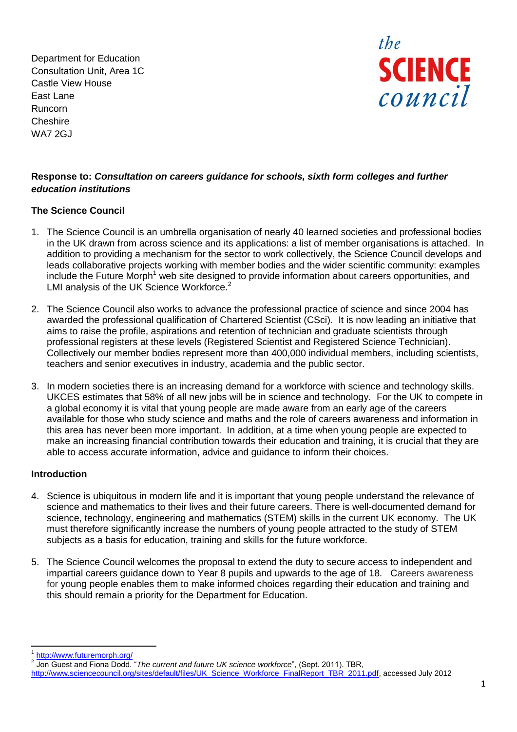Department for Education
Consultation Unit, Area 1C
Castle View House
East Lane
Runcorn
Cheshire
WA7 2GJ

the SCIENCE council

**Response to: *Consultation on careers guidance for schools, sixth form colleges and further education institutions***

**The Science Council**

1. The Science Council is an umbrella organisation of nearly 40 learned societies and professional bodies in the UK drawn from across science and its applications: a list of member organisations is attached. In addition to providing a mechanism for the sector to work collectively, the Science Council develops and leads collaborative projects working with member bodies and the wider scientific community: examples include the Future Morph[1] web site designed to provide information about careers opportunities, and LMI analysis of the UK Science Workforce.[2]

2. The Science Council also works to advance the professional practice of science and since 2004 has awarded the professional qualification of Chartered Scientist (CSci). It is now leading an initiative that aims to raise the profile, aspirations and retention of technician and graduate scientists through professional registers at these levels (Registered Scientist and Registered Science Technician). Collectively our member bodies represent more than 400,000 individual members, including scientists, teachers and senior executives in industry, academia and the public sector.

3. In modern societies there is an increasing demand for a workforce with science and technology skills. UKCES estimates that 58% of all new jobs will be in science and technology. For the UK to compete in a global economy it is vital that young people are made aware from an early age of the careers available for those who study science and maths and the role of careers awareness and information in this area has never been more important. In addition, at a time when young people are expected to make an increasing financial contribution towards their education and training, it is crucial that they are able to access accurate information, advice and guidance to inform their choices.

**Introduction**

4. Science is ubiquitous in modern life and it is important that young people understand the relevance of science and mathematics to their lives and their future careers. There is well-documented demand for science, technology, engineering and mathematics (STEM) skills in the current UK economy. The UK must therefore significantly increase the numbers of young people attracted to the study of STEM subjects as a basis for education, training and skills for the future workforce.

5. The Science Council welcomes the proposal to extend the duty to secure access to independent and impartial careers guidance down to Year 8 pupils and upwards to the age of 18. Careers awareness for young people enables them to make informed choices regarding their education and training and this should remain a priority for the Department for Education.

---

[1] http://www.futuremorph.org/

[2] Jon Guest and Fiona Dodd. "*The current and future UK science workforce*", (Sept. 2011). TBR, http://www.sciencecouncil.org/sites/default/files/UK_Science_Workforce_FinalReport_TBR_2011.pdf, accessed July 2012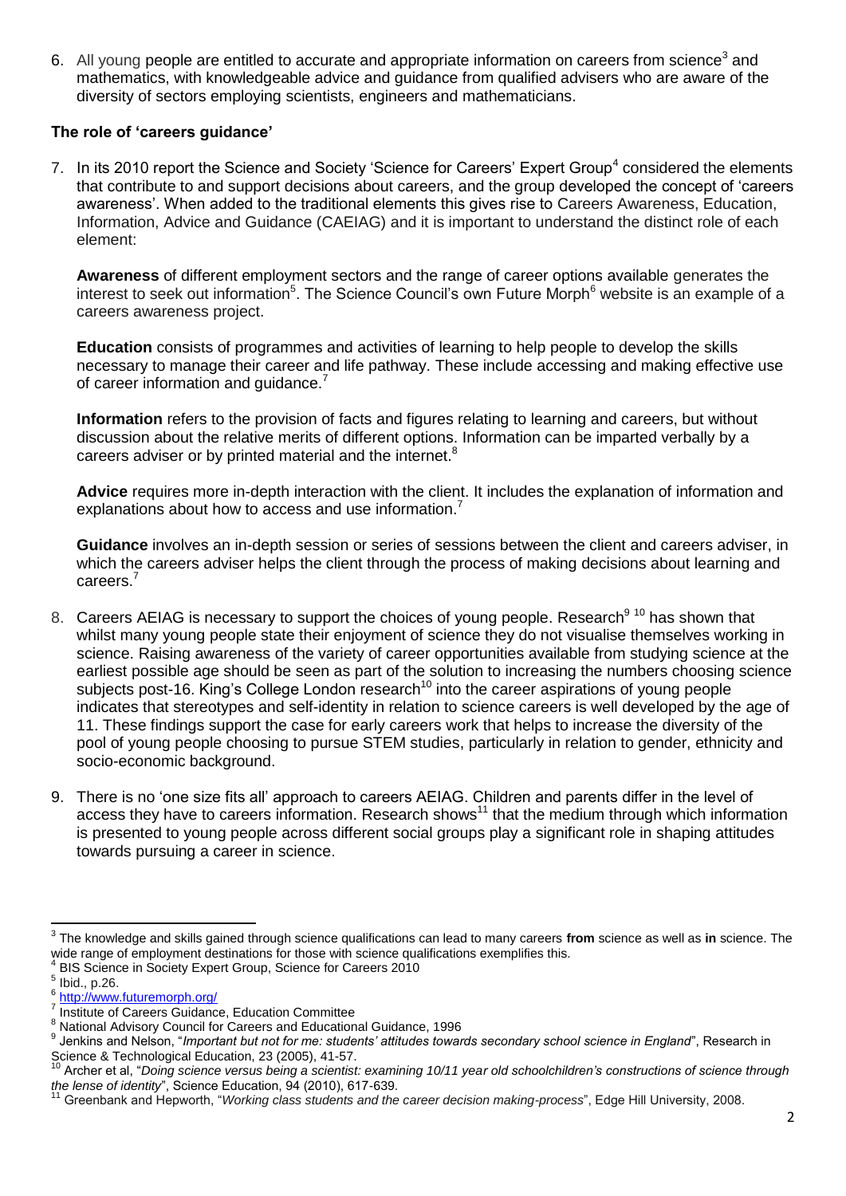6. All young people are entitled to accurate and appropriate information on careers from science[3] and mathematics, with knowledgeable advice and guidance from qualified advisers who are aware of the diversity of sectors employing scientists, engineers and mathematicians.

### The role of 'careers guidance'

7. In its 2010 report the Science and Society 'Science for Careers' Expert Group[4] considered the elements that contribute to and support decisions about careers, and the group developed the concept of 'careers awareness'. When added to the traditional elements this gives rise to Careers Awareness, Education, Information, Advice and Guidance (CAEIAG) and it is important to understand the distinct role of each element:

   **Awareness** of different employment sectors and the range of career options available generates the interest to seek out information[5]. The Science Council's own Future Morph[6] website is an example of a careers awareness project.

   **Education** consists of programmes and activities of learning to help people to develop the skills necessary to manage their career and life pathway. These include accessing and making effective use of career information and guidance.[7]

   **Information** refers to the provision of facts and figures relating to learning and careers, but without discussion about the relative merits of different options. Information can be imparted verbally by a careers adviser or by printed material and the internet.[8]

   **Advice** requires more in-depth interaction with the client. It includes the explanation of information and explanations about how to access and use information.[7]

   **Guidance** involves an in-depth session or series of sessions between the client and careers adviser, in which the careers adviser helps the client through the process of making decisions about learning and careers.[7]

8. Careers AEIAG is necessary to support the choices of young people. Research[9, 10] has shown that whilst many young people state their enjoyment of science they do not visualise themselves working in science. Raising awareness of the variety of career opportunities available from studying science at the earliest possible age should be seen as part of the solution to increasing the numbers choosing science subjects post-16. King's College London research[10] into the career aspirations of young people indicates that stereotypes and self-identity in relation to science careers is well developed by the age of 11. These findings support the case for early careers work that helps to increase the diversity of the pool of young people choosing to pursue STEM studies, particularly in relation to gender, ethnicity and socio-economic background.

9. There is no 'one size fits all' approach to careers AEIAG. Children and parents differ in the level of access they have to careers information. Research shows[11] that the medium through which information is presented to young people across different social groups play a significant role in shaping attitudes towards pursuing a career in science.

---

[3] The knowledge and skills gained through science qualifications can lead to many careers **from** science as well as **in** science. The wide range of employment destinations for those with science qualifications exemplifies this.

[4] BIS Science in Society Expert Group, Science for Careers 2010

[5] Ibid., p.26.

[6] http://www.futuremorph.org/

[7] Institute of Careers Guidance, Education Committee

[8] National Advisory Council for Careers and Educational Guidance, 1996

[9] Jenkins and Nelson, "*Important but not for me: students' attitudes towards secondary school science in England*", Research in Science & Technological Education, 23 (2005), 41-57.

[10] Archer et al, "*Doing science versus being a scientist: examining 10/11 year old schoolchildren's constructions of science through the lense of identity*", Science Education, 94 (2010), 617-639.

[11] Greenbank and Hepworth, "*Working class students and the career decision making-process*", Edge Hill University, 2008.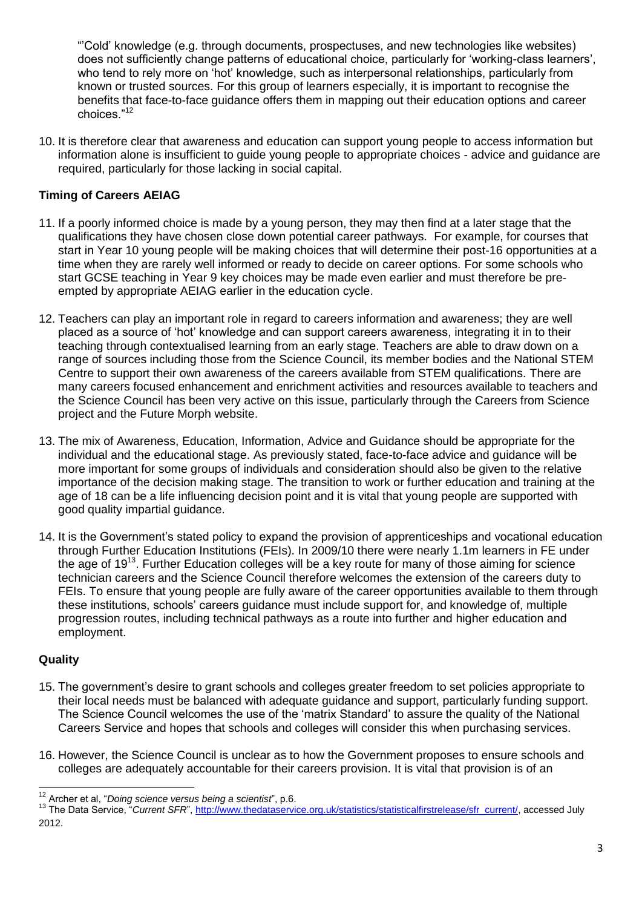"'Cold' knowledge (e.g. through documents, prospectuses, and new technologies like websites) does not sufficiently change patterns of educational choice, particularly for 'working-class learners', who tend to rely more on 'hot' knowledge, such as interpersonal relationships, particularly from known or trusted sources. For this group of learners especially, it is important to recognise the benefits that face-to-face guidance offers them in mapping out their education options and career choices."[12]

10. It is therefore clear that awareness and education can support young people to access information but information alone is insufficient to guide young people to appropriate choices - advice and guidance are required, particularly for those lacking in social capital.

### Timing of Careers AEIAG

11. If a poorly informed choice is made by a young person, they may then find at a later stage that the qualifications they have chosen close down potential career pathways. For example, for courses that start in Year 10 young people will be making choices that will determine their post-16 opportunities at a time when they are rarely well informed or ready to decide on career options. For some schools who start GCSE teaching in Year 9 key choices may be made even earlier and must therefore be pre-empted by appropriate AEIAG earlier in the education cycle.

12. Teachers can play an important role in regard to careers information and awareness; they are well placed as a source of 'hot' knowledge and can support careers awareness, integrating it in to their teaching through contextualised learning from an early stage. Teachers are able to draw down on a range of sources including those from the Science Council, its member bodies and the National STEM Centre to support their own awareness of the careers available from STEM qualifications. There are many careers focused enhancement and enrichment activities and resources available to teachers and the Science Council has been very active on this issue, particularly through the Careers from Science project and the Future Morph website.

13. The mix of Awareness, Education, Information, Advice and Guidance should be appropriate for the individual and the educational stage. As previously stated, face-to-face advice and guidance will be more important for some groups of individuals and consideration should also be given to the relative importance of the decision making stage. The transition to work or further education and training at the age of 18 can be a life influencing decision point and it is vital that young people are supported with good quality impartial guidance.

14. It is the Government's stated policy to expand the provision of apprenticeships and vocational education through Further Education Institutions (FEIs). In 2009/10 there were nearly 1.1m learners in FE under the age of 19[13]. Further Education colleges will be a key route for many of those aiming for science technician careers and the Science Council therefore welcomes the extension of the careers duty to FEIs. To ensure that young people are fully aware of the career opportunities available to them through these institutions, schools' careers guidance must include support for, and knowledge of, multiple progression routes, including technical pathways as a route into further and higher education and employment.

### Quality

15. The government's desire to grant schools and colleges greater freedom to set policies appropriate to their local needs must be balanced with adequate guidance and support, particularly funding support. The Science Council welcomes the use of the 'matrix Standard' to assure the quality of the National Careers Service and hopes that schools and colleges will consider this when purchasing services.

16. However, the Science Council is unclear as to how the Government proposes to ensure schools and colleges are adequately accountable for their careers provision. It is vital that provision is of an

---

[12] Archer et al, "*Doing science versus being a scientist*", p.6.

[13] The Data Service, "*Current SFR*", http://www.thedataservice.org.uk/statistics/statisticalfirstrelease/sfr_current/, accessed July 2012.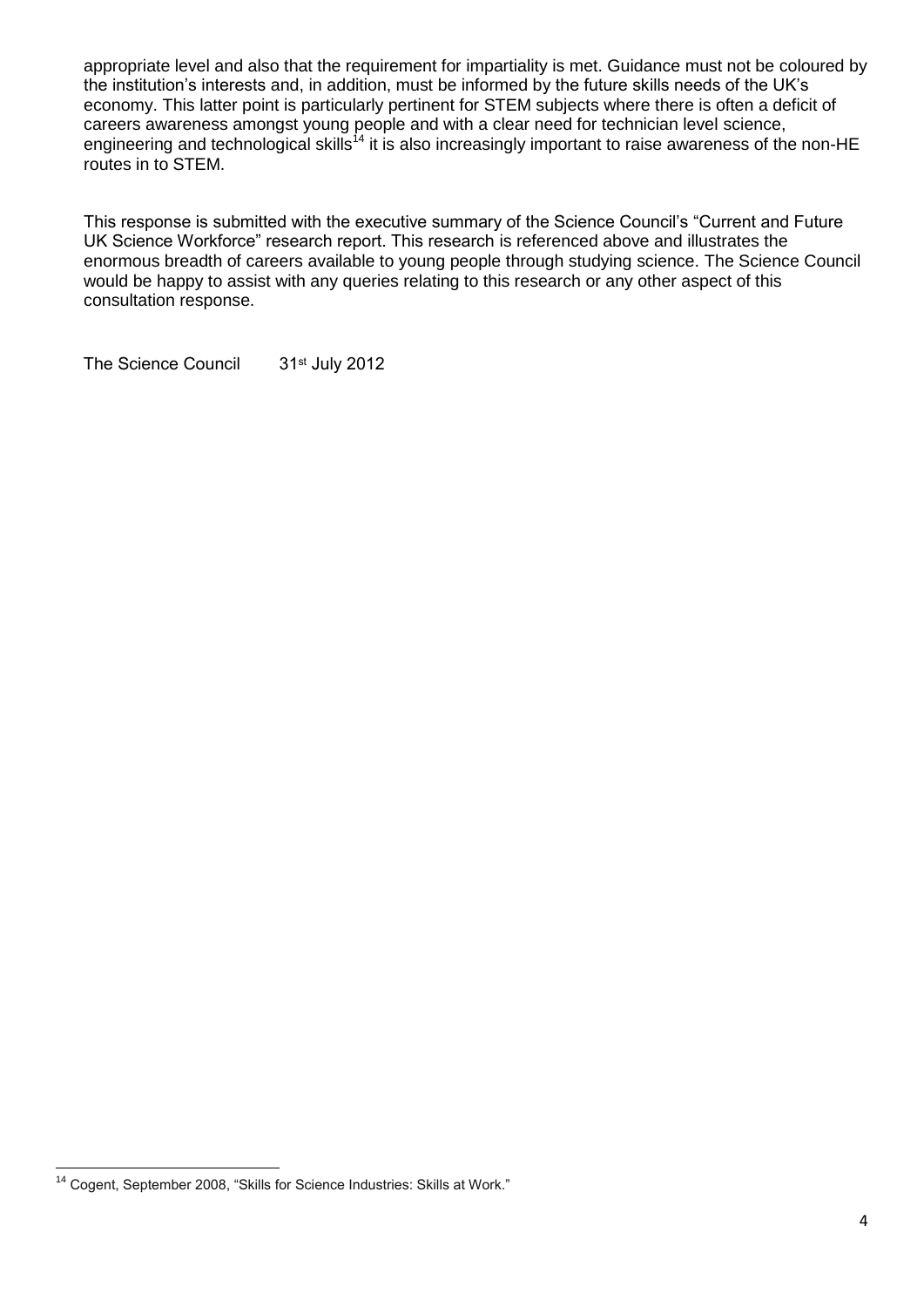appropriate level and also that the requirement for impartiality is met. Guidance must not be coloured by the institution's interests and, in addition, must be informed by the future skills needs of the UK's economy. This latter point is particularly pertinent for STEM subjects where there is often a deficit of careers awareness amongst young people and with a clear need for technician level science, engineering and technological skills[14] it is also increasingly important to raise awareness of the non-HE routes in to STEM.

This response is submitted with the executive summary of the Science Council's "Current and Future UK Science Workforce" research report. This research is referenced above and illustrates the enormous breadth of careers available to young people through studying science. The Science Council would be happy to assist with any queries relating to this research or any other aspect of this consultation response.

The Science Council 31st July 2012

---

[14] Cogent, September 2008, "Skills for Science Industries: Skills at Work."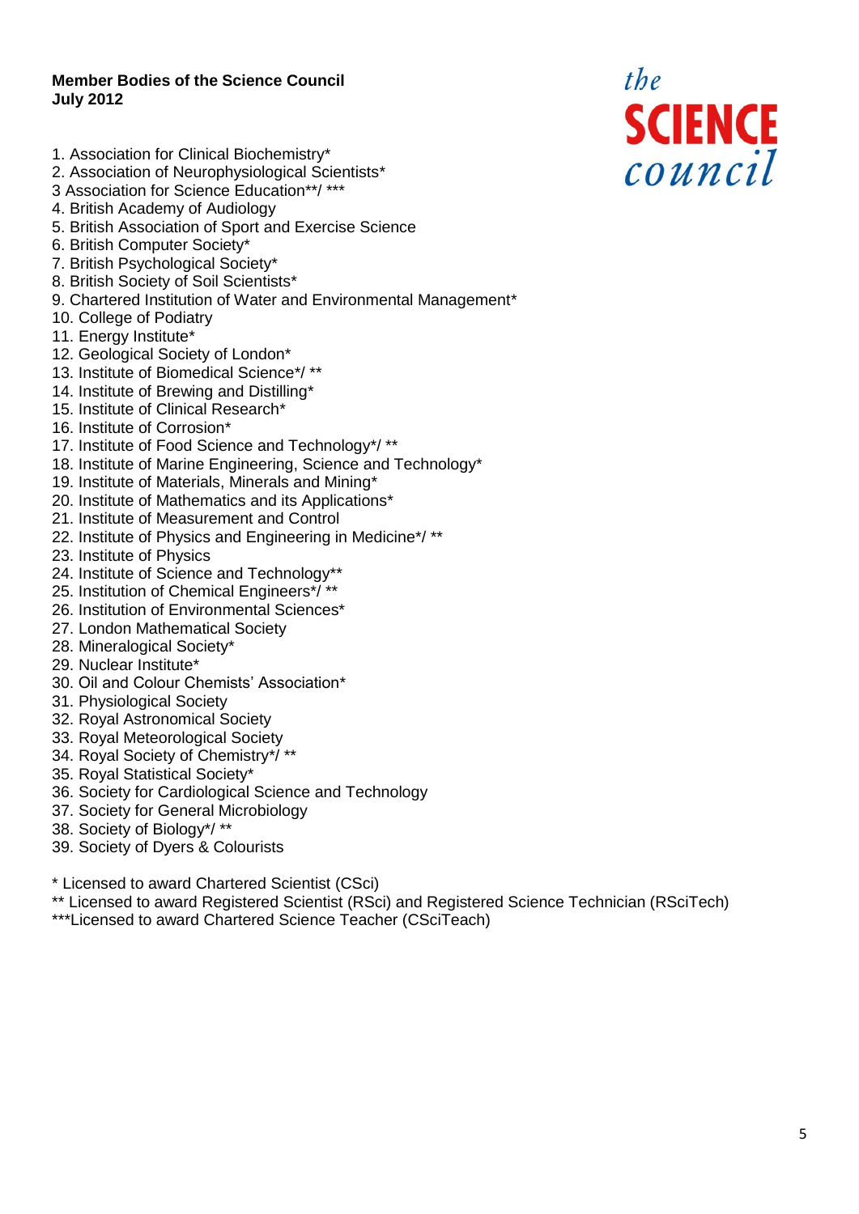**Member Bodies of the Science Council**
**July 2012**

1. Association for Clinical Biochemistry*
2. Association of Neurophysiological Scientists*
3 Association for Science Education**/ ***
4. British Academy of Audiology
5. British Association of Sport and Exercise Science
6. British Computer Society*
7. British Psychological Society*
8. British Society of Soil Scientists*
9. Chartered Institution of Water and Environmental Management*
10. College of Podiatry
11. Energy Institute*
12. Geological Society of London*
13. Institute of Biomedical Science*/ **
14. Institute of Brewing and Distilling*
15. Institute of Clinical Research*
16. Institute of Corrosion*
17. Institute of Food Science and Technology*/ **
18. Institute of Marine Engineering, Science and Technology*
19. Institute of Materials, Minerals and Mining*
20. Institute of Mathematics and its Applications*
21. Institute of Measurement and Control
22. Institute of Physics and Engineering in Medicine*/ **
23. Institute of Physics
24. Institute of Science and Technology**
25. Institution of Chemical Engineers*/ **
26. Institution of Environmental Sciences*
27. London Mathematical Society
28. Mineralogical Society*
29. Nuclear Institute*
30. Oil and Colour Chemists' Association*
31. Physiological Society
32. Royal Astronomical Society
33. Royal Meteorological Society
34. Royal Society of Chemistry*/ **
35. Royal Statistical Society*
36. Society for Cardiological Science and Technology
37. Society for General Microbiology
38. Society of Biology*/ **
39. Society of Dyers & Colourists

* Licensed to award Chartered Scientist (CSci)
** Licensed to award Registered Scientist (RSci) and Registered Science Technician (RSciTech)
***Licensed to award Chartered Science Teacher (CSciTeach)